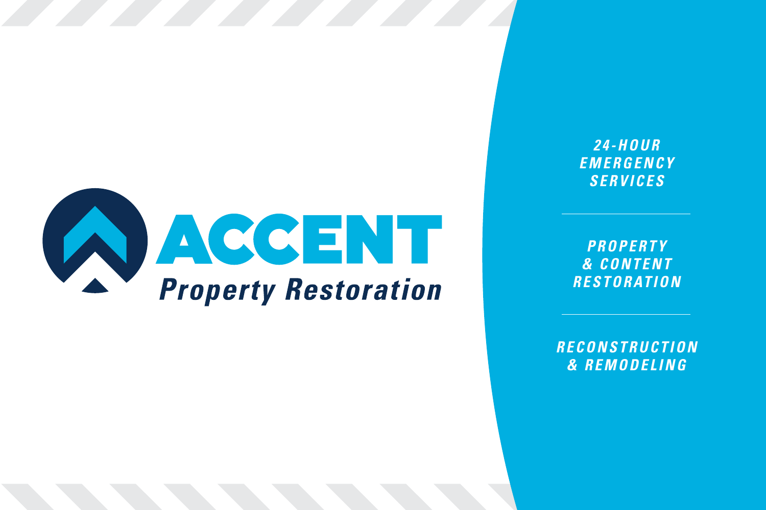# ACCENT

## Property Restoration

*24-HOUR EMERGENCY SERVICES*

*PROPERTY & CONTENT RESTORATION*

*RECONSTRUCTION & REMODELING*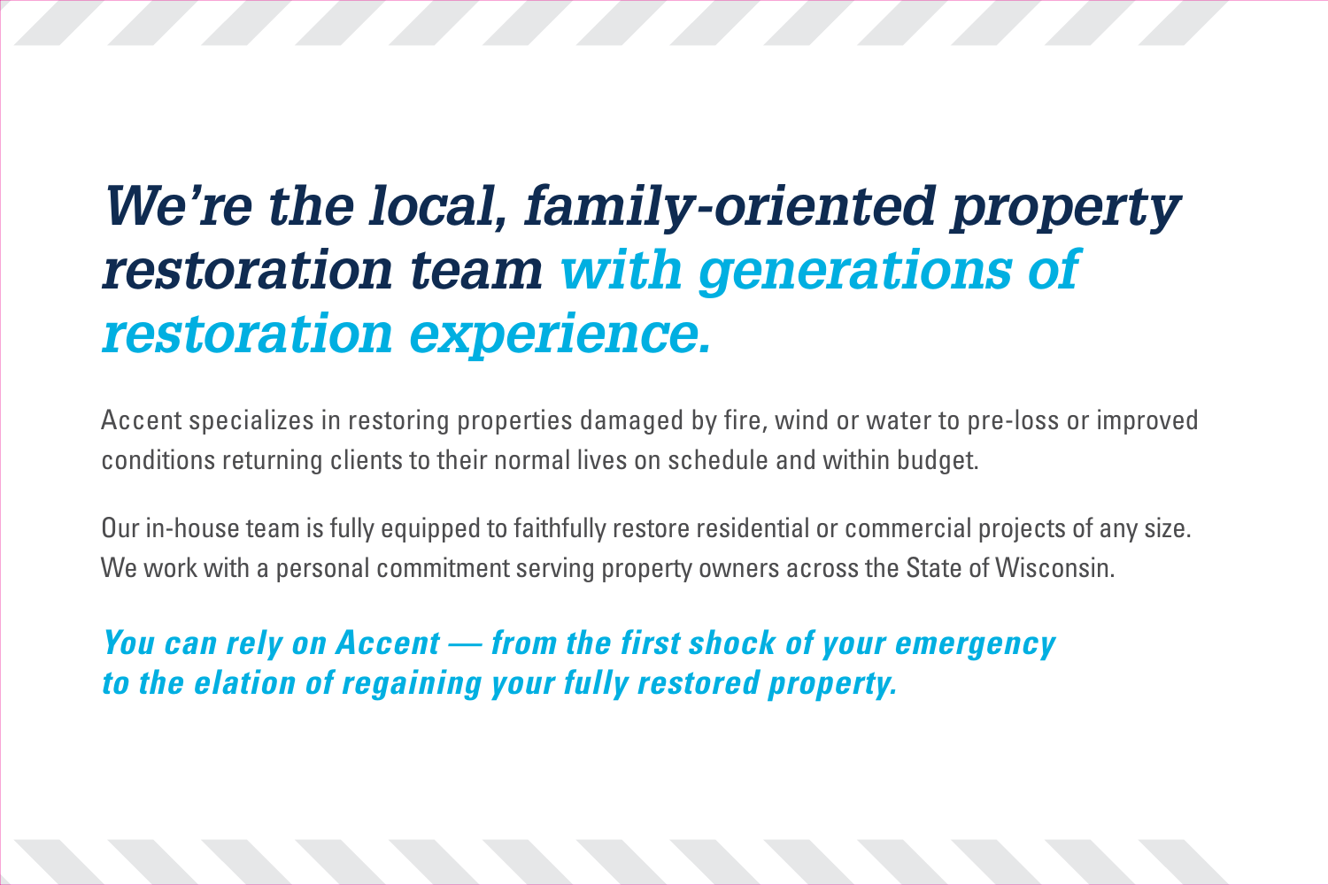# *We're the local, family-oriented property restoration team with generations of restoration experience.*

Accent specializes in restoring properties damaged by fire, wind or water to pre-loss or improved conditions returning clients to their normal lives on schedule and within budget.

Our in-house team is fully equipped to faithfully restore residential or commercial projects of any size. We work with a personal commitment serving property owners across the State of Wisconsin.

***You can rely on Accent — from the first shock of your emergency to the elation of regaining your fully restored property.***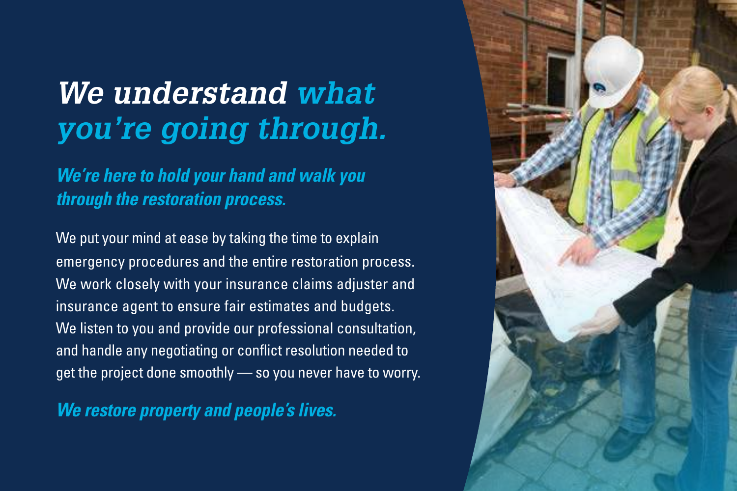# *We understand what you're going through.*

***We're here to hold your hand and walk you through the restoration process.***

We put your mind at ease by taking the time to explain emergency procedures and the entire restoration process. We work closely with your insurance claims adjuster and insurance agent to ensure fair estimates and budgets. We listen to you and provide our professional consultation, and handle any negotiating or conflict resolution needed to get the project done smoothly — so you never have to worry.

***We restore property and people's lives.***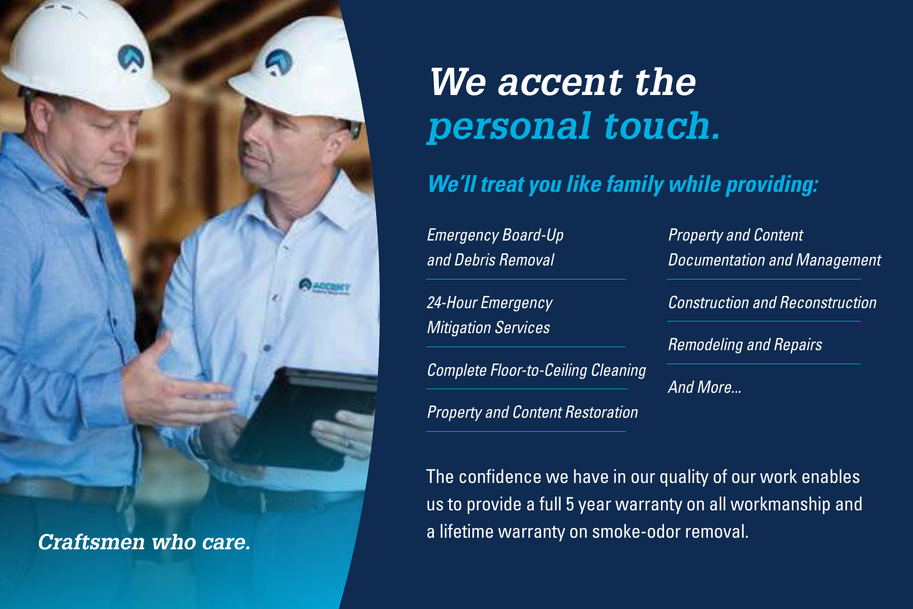*Craftsmen who care.*

# *We accent the personal touch.*

## *We'll treat you like family while providing:*

- *Emergency Board-Up and Debris Removal*
- *24-Hour Emergency Mitigation Services*
- *Complete Floor-to-Ceiling Cleaning*
- *Property and Content Restoration*
- *Property and Content Documentation and Management*
- *Construction and Reconstruction*
- *Remodeling and Repairs*
- *And More...*

The confidence we have in our quality of our work enables us to provide a full 5 year warranty on all workmanship and a lifetime warranty on smoke-odor removal.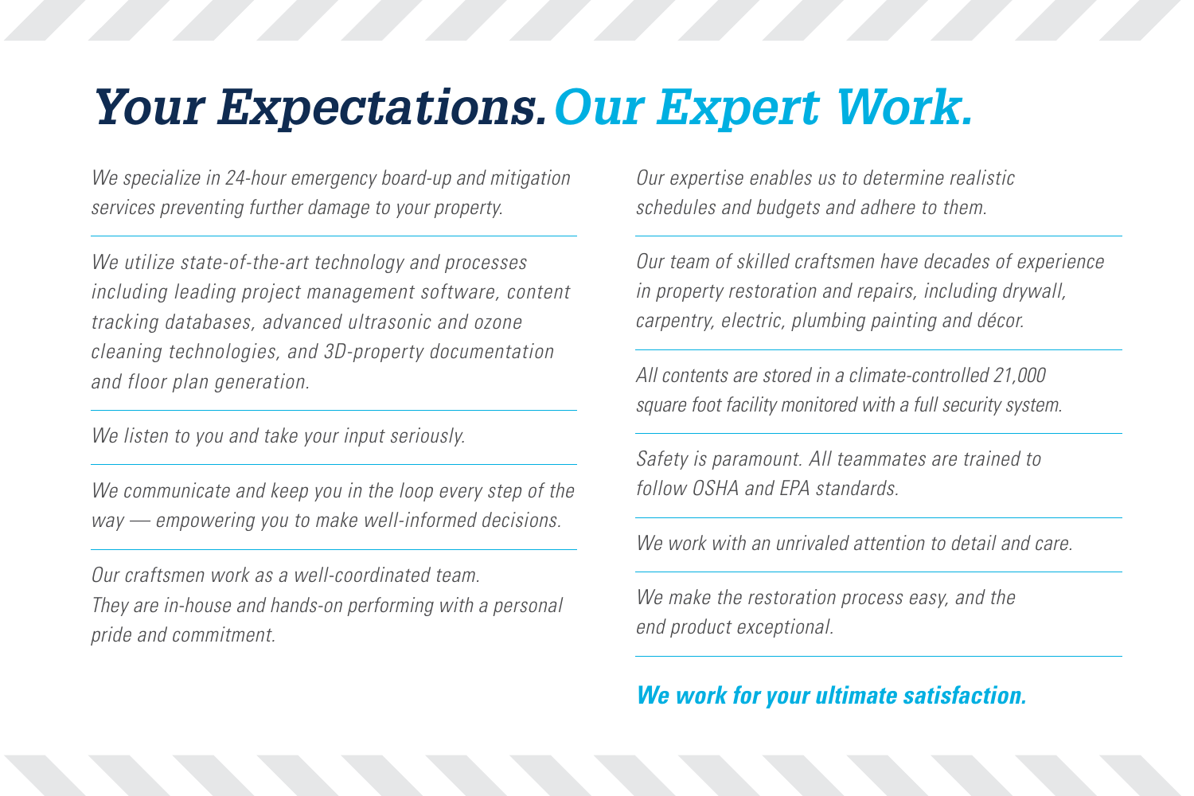# *Your Expectations. Our Expert Work.*

*We specialize in 24-hour emergency board-up and mitigation services preventing further damage to your property.*

---

*We utilize state-of-the-art technology and processes including leading project management software, content tracking databases, advanced ultrasonic and ozone cleaning technologies, and 3D-property documentation and floor plan generation.*

---

*We listen to you and take your input seriously.*

---

*We communicate and keep you in the loop every step of the way — empowering you to make well-informed decisions.*

---

*Our craftsmen work as a well-coordinated team. They are in-house and hands-on performing with a personal pride and commitment.*

*Our expertise enables us to determine realistic schedules and budgets and adhere to them.*

---

*Our team of skilled craftsmen have decades of experience in property restoration and repairs, including drywall, carpentry, electric, plumbing painting and décor.*

---

*All contents are stored in a climate-controlled 21,000 square foot facility monitored with a full security system.*

---

*Safety is paramount. All teammates are trained to follow OSHA and EPA standards.*

---

*We work with an unrivaled attention to detail and care.*

---

*We make the restoration process easy, and the end product exceptional.*

---

***We work for your ultimate satisfaction.***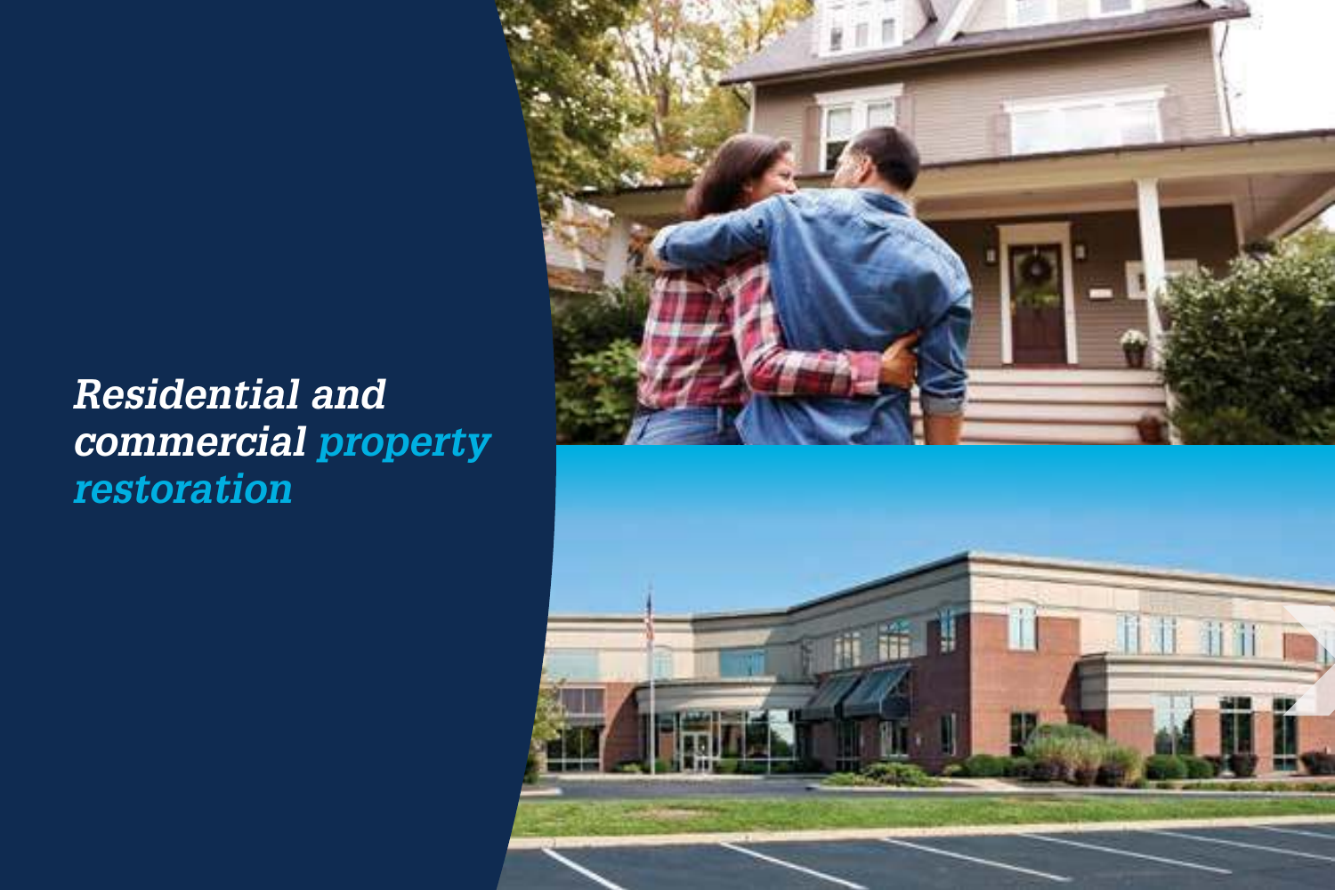*Residential and commercial property restoration*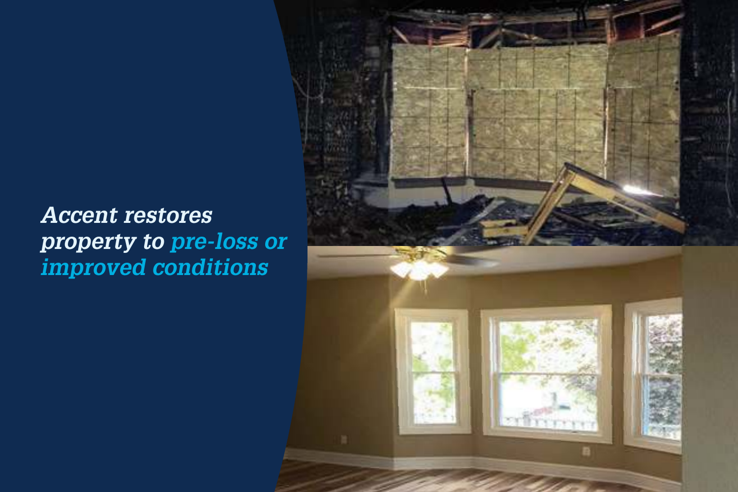*Accent restores property to pre-loss or improved conditions*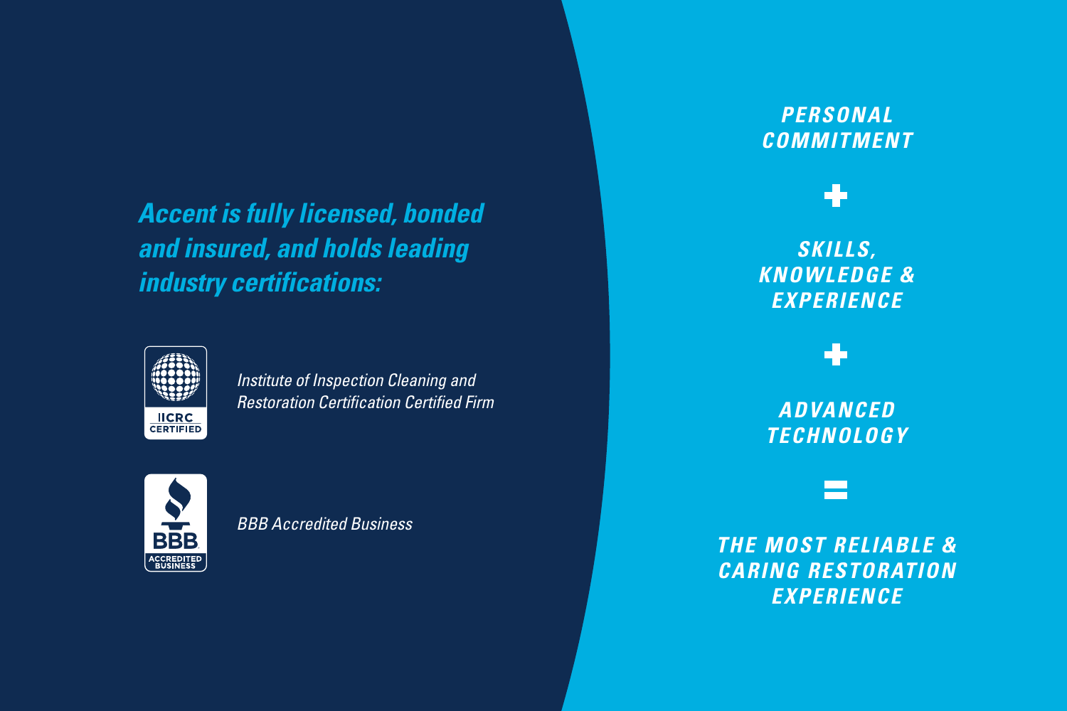***Accent is fully licensed, bonded and insured, and holds leading industry certifications:***

IICRC CERTIFIED

*Institute of Inspection Cleaning and Restoration Certification Certified Firm*

BBB ACCREDITED BUSINESS

*BBB Accredited Business*

***PERSONAL COMMITMENT***

**+**

***SKILLS, KNOWLEDGE & EXPERIENCE***

**+**

***ADVANCED TECHNOLOGY***

**=**

***THE MOST RELIABLE & CARING RESTORATION EXPERIENCE***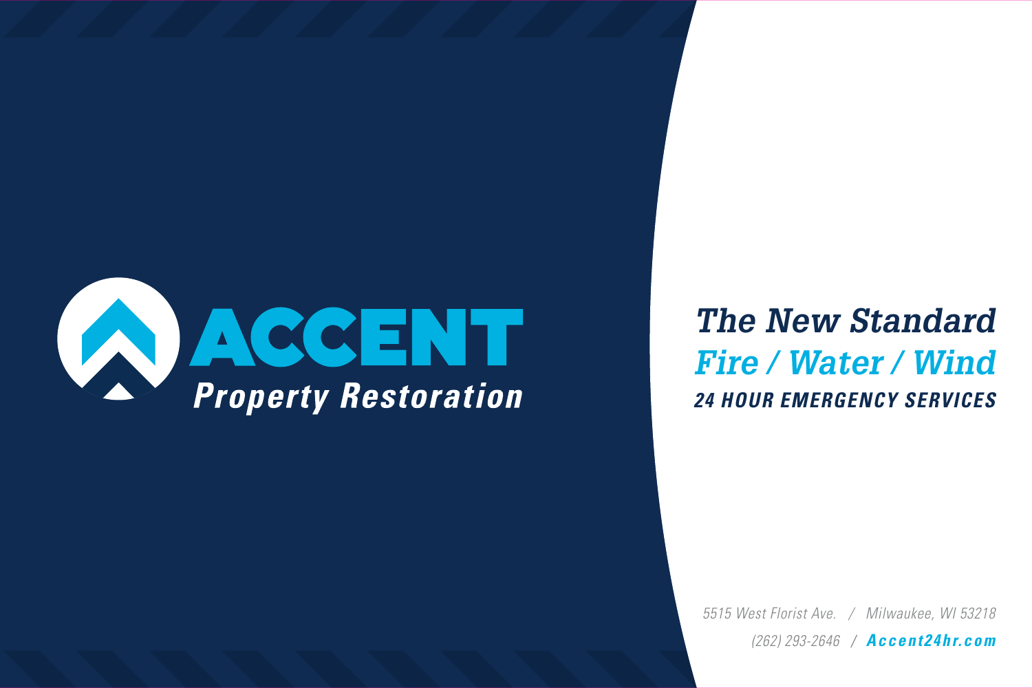# ACCENT

*Property Restoration*

***The New Standard***

***Fire / Water / Wind***

***24 HOUR EMERGENCY SERVICES***

*5515 West Florist Ave. / Milwaukee, WI 53218*

*(262) 293-2646 /* ***Accent24hr.com***